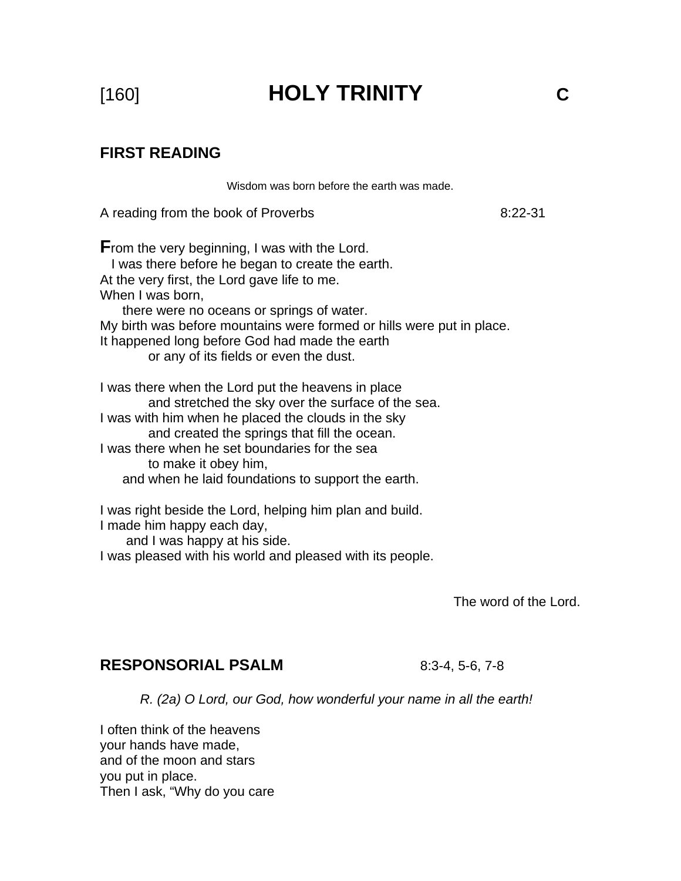# [160] HOLY TRINITY C

## FIRST READING

Wisdom was born before the earth was made.

A reading from the book of Proverbs 8:22-31

From the very beginning, I was with the Lord.
I was there before he began to create the earth.
At the very first, the Lord gave life to me.
When I was born,
there were no oceans or springs of water.
My birth was before mountains were formed or hills were put in place.
It happened long before God had made the earth
or any of its fields or even the dust.

I was there when the Lord put the heavens in place
and stretched the sky over the surface of the sea.
I was with him when he placed the clouds in the sky
and created the springs that fill the ocean.
I was there when he set boundaries for the sea
to make it obey him,
and when he laid foundations to support the earth.

I was right beside the Lord, helping him plan and build.
I made him happy each day,
and I was happy at his side.
I was pleased with his world and pleased with its people.

The word of the Lord.

## RESPONSORIAL PSALM 8:3-4, 5-6, 7-8

*R. (2a) O Lord, our God, how wonderful your name in all the earth!*

I often think of the heavens
your hands have made,
and of the moon and stars
you put in place.
Then I ask, “Why do you care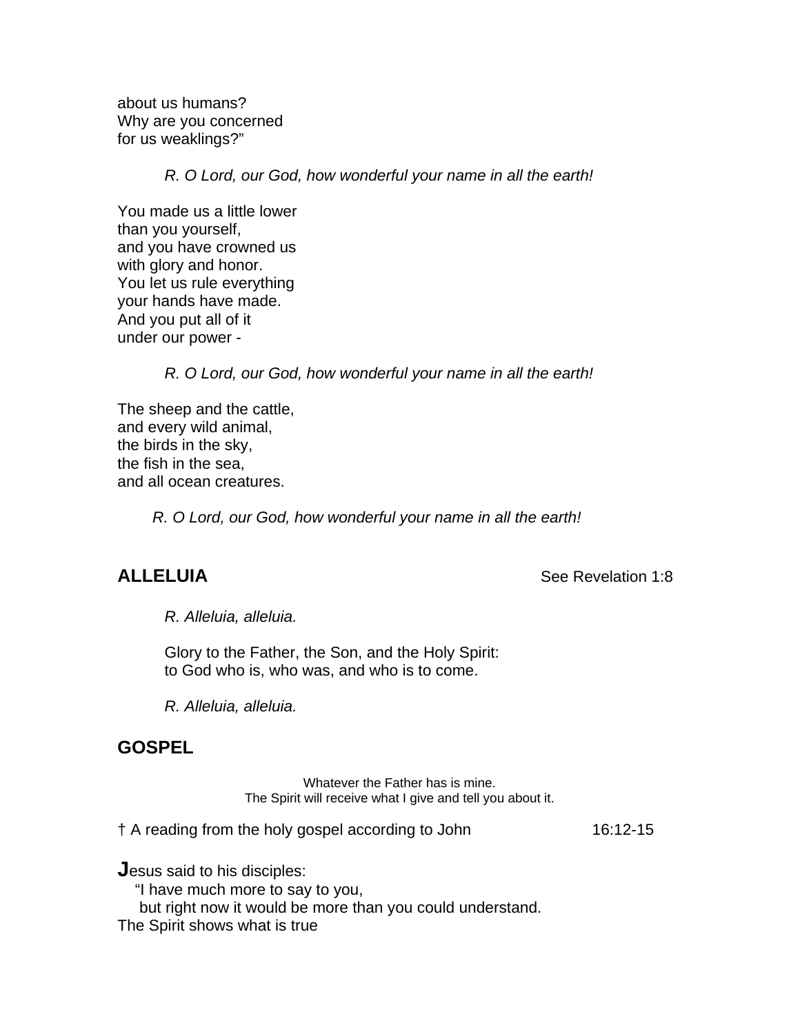about us humans?
Why are you concerned
for us weaklings?"

*R. O Lord, our God, how wonderful your name in all the earth!*

You made us a little lower
than you yourself,
and you have crowned us
with glory and honor.
You let us rule everything
your hands have made.
And you put all of it
under our power -

*R. O Lord, our God, how wonderful your name in all the earth!*

The sheep and the cattle,
and every wild animal,
the birds in the sky,
the fish in the sea,
and all ocean creatures.

*R. O Lord, our God, how wonderful your name in all the earth!*

## ALLELUIA

See Revelation 1:8

*R. Alleluia, alleluia.*

Glory to the Father, the Son, and the Holy Spirit:
to God who is, who was, and who is to come.

*R. Alleluia, alleluia.*

## GOSPEL

Whatever the Father has is mine.
The Spirit will receive what I give and tell you about it.

† A reading from the holy gospel according to John 16:12-15

**J**esus said to his disciples:
"I have much more to say to you,
but right now it would be more than you could understand.
The Spirit shows what is true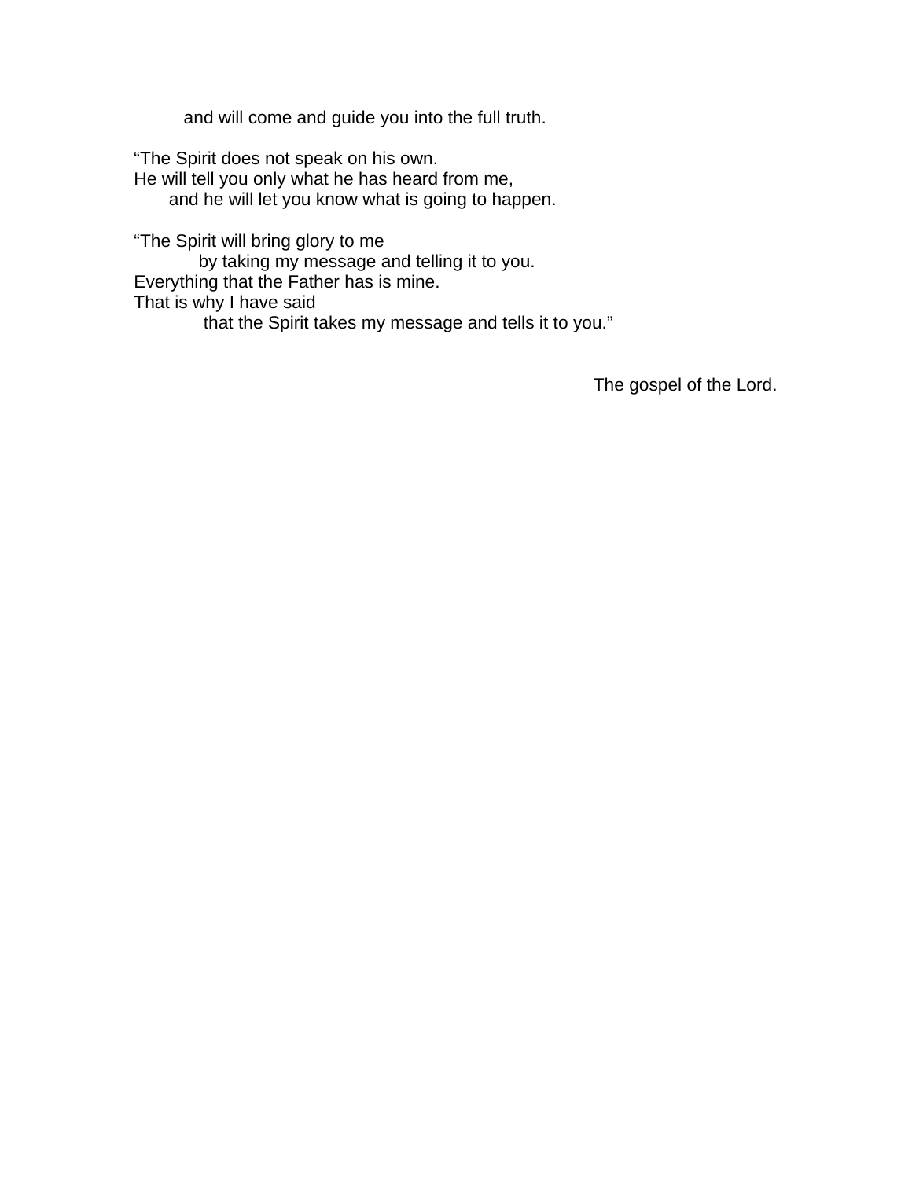and will come and guide you into the full truth.

"The Spirit does not speak on his own.
He will tell you only what he has heard from me,
and he will let you know what is going to happen.

"The Spirit will bring glory to me
by taking my message and telling it to you.
Everything that the Father has is mine.
That is why I have said
that the Spirit takes my message and tells it to you."

The gospel of the Lord.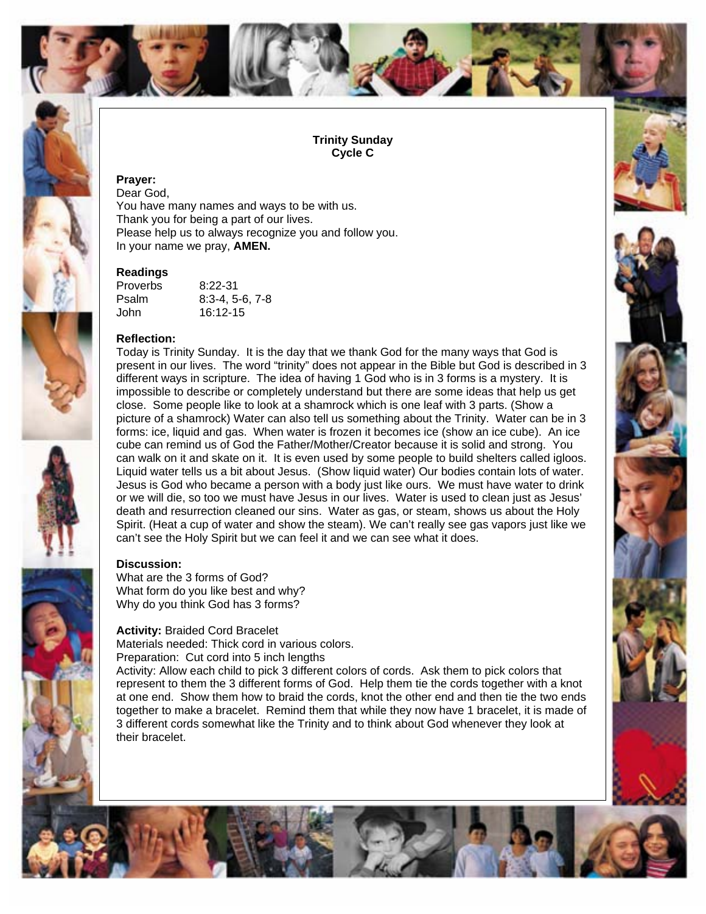# Trinity Sunday
## Cycle C

**Prayer:**

Dear God,
You have many names and ways to be with us.
Thank you for being a part of our lives.
Please help us to always recognize you and follow you.
In your name we pray, **AMEN.**

**Readings**

| | |
|---|---|
| Proverbs | 8:22-31 |
| Psalm | 8:3-4, 5-6, 7-8 |
| John | 16:12-15 |

**Reflection:**

Today is Trinity Sunday. It is the day that we thank God for the many ways that God is present in our lives. The word "trinity" does not appear in the Bible but God is described in 3 different ways in scripture. The idea of having 1 God who is in 3 forms is a mystery. It is impossible to describe or completely understand but there are some ideas that help us get close. Some people like to look at a shamrock which is one leaf with 3 parts. (Show a picture of a shamrock) Water can also tell us something about the Trinity. Water can be in 3 forms: ice, liquid and gas. When water is frozen it becomes ice (show an ice cube). An ice cube can remind us of God the Father/Mother/Creator because it is solid and strong. You can walk on it and skate on it. It is even used by some people to build shelters called igloos. Liquid water tells us a bit about Jesus. (Show liquid water) Our bodies contain lots of water. Jesus is God who became a person with a body just like ours. We must have water to drink or we will die, so too we must have Jesus in our lives. Water is used to clean just as Jesus' death and resurrection cleaned our sins. Water as gas, or steam, shows us about the Holy Spirit. (Heat a cup of water and show the steam). We can't really see gas vapors just like we can't see the Holy Spirit but we can feel it and we can see what it does.

**Discussion:**

What are the 3 forms of God?
What form do you like best and why?
Why do you think God has 3 forms?

**Activity:** Braided Cord Bracelet

Materials needed: Thick cord in various colors.
Preparation: Cut cord into 5 inch lengths
Activity: Allow each child to pick 3 different colors of cords. Ask them to pick colors that represent to them the 3 different forms of God. Help them tie the cords together with a knot at one end. Show them how to braid the cords, knot the other end and then tie the two ends together to make a bracelet. Remind them that while they now have 1 bracelet, it is made of 3 different cords somewhat like the Trinity and to think about God whenever they look at their bracelet.